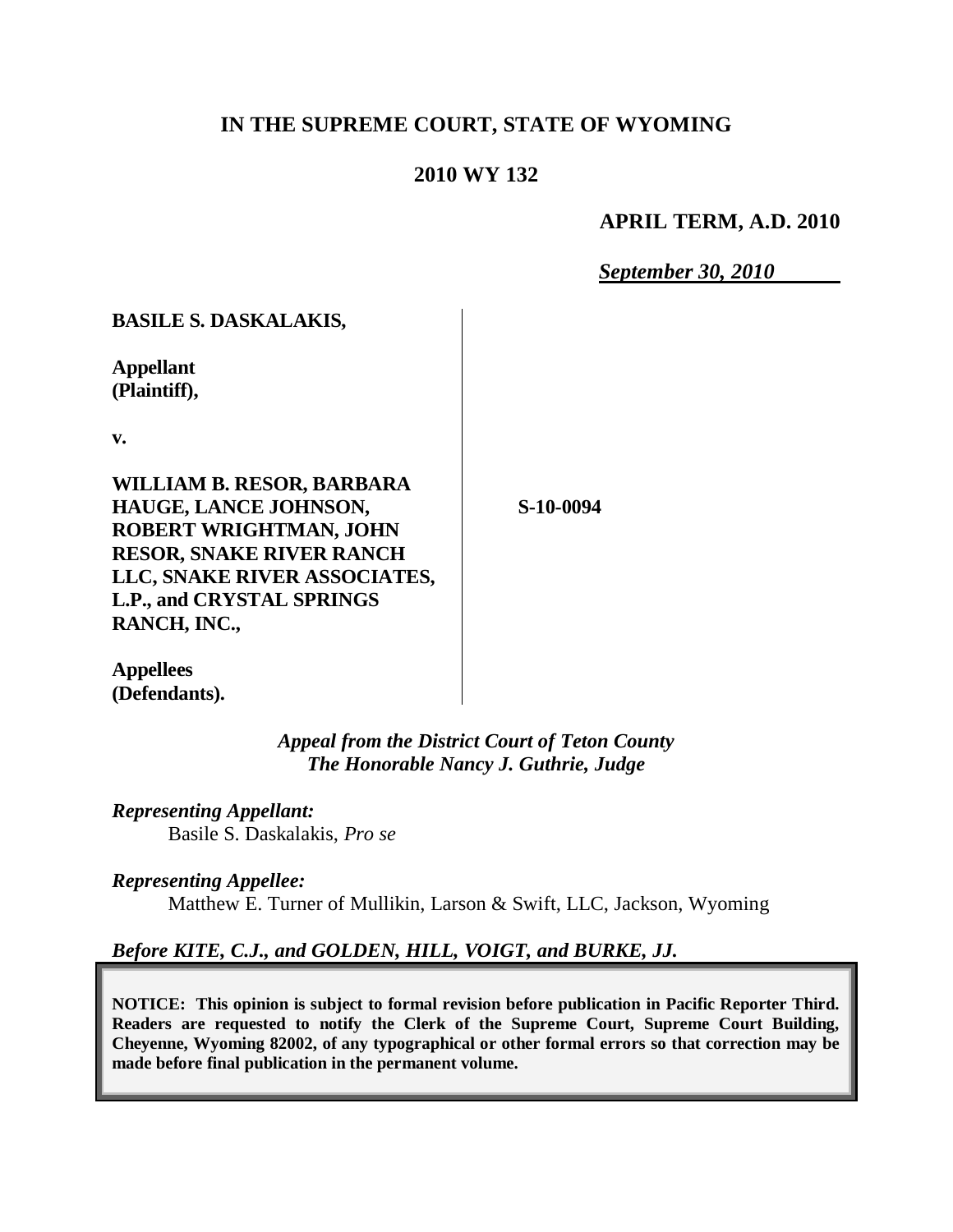# IN THE SUPREME COURT, STATE OF WYOMING

## 2010 WY 132

**APRIL TERM, A.D. 2010**

***September 30, 2010***

**BASILE S. DASKALAKIS,**

**Appellant (Plaintiff),**

**v.**

**WILLIAM B. RESOR, BARBARA HAUGE, LANCE JOHNSON, ROBERT WRIGHTMAN, JOHN RESOR, SNAKE RIVER RANCH LLC, SNAKE RIVER ASSOCIATES, L.P., and CRYSTAL SPRINGS RANCH, INC.,**

**Appellees (Defendants).**

**S-10-0094**

*Appeal from the District Court of Teton County*
*The Honorable Nancy J. Guthrie, Judge*

*Representing Appellant:*
Basile S. Daskalakis, *Pro se*

*Representing Appellee:*
Matthew E. Turner of Mullikin, Larson & Swift, LLC, Jackson, Wyoming

*Before KITE, C.J., and GOLDEN, HILL, VOIGT, and BURKE, JJ.*

**NOTICE: This opinion is subject to formal revision before publication in Pacific Reporter Third. Readers are requested to notify the Clerk of the Supreme Court, Supreme Court Building, Cheyenne, Wyoming 82002, of any typographical or other formal errors so that correction may be made before final publication in the permanent volume.**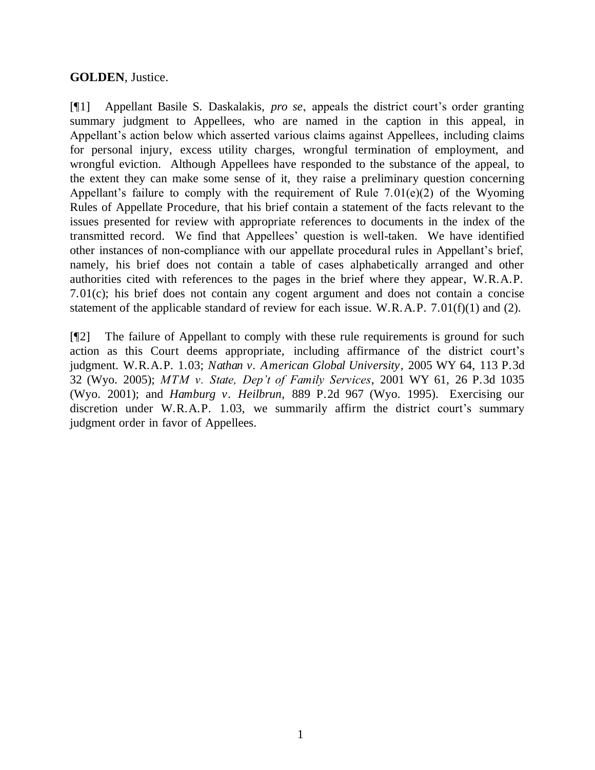**GOLDEN**, Justice.

[¶1] Appellant Basile S. Daskalakis, *pro se*, appeals the district court's order granting summary judgment to Appellees, who are named in the caption in this appeal, in Appellant's action below which asserted various claims against Appellees, including claims for personal injury, excess utility charges, wrongful termination of employment, and wrongful eviction. Although Appellees have responded to the substance of the appeal, to the extent they can make some sense of it, they raise a preliminary question concerning Appellant's failure to comply with the requirement of Rule 7.01(e)(2) of the Wyoming Rules of Appellate Procedure, that his brief contain a statement of the facts relevant to the issues presented for review with appropriate references to documents in the index of the transmitted record. We find that Appellees' question is well-taken. We have identified other instances of non-compliance with our appellate procedural rules in Appellant's brief, namely, his brief does not contain a table of cases alphabetically arranged and other authorities cited with references to the pages in the brief where they appear, W.R.A.P. 7.01(c); his brief does not contain any cogent argument and does not contain a concise statement of the applicable standard of review for each issue. W.R.A.P. 7.01(f)(1) and (2).

[¶2] The failure of Appellant to comply with these rule requirements is ground for such action as this Court deems appropriate, including affirmance of the district court's judgment. W.R.A.P. 1.03; *Nathan v. American Global University*, 2005 WY 64, 113 P.3d 32 (Wyo. 2005); *MTM v. State, Dep't of Family Services*, 2001 WY 61, 26 P.3d 1035 (Wyo. 2001); and *Hamburg v. Heilbrun*, 889 P.2d 967 (Wyo. 1995). Exercising our discretion under W.R.A.P. 1.03, we summarily affirm the district court's summary judgment order in favor of Appellees.